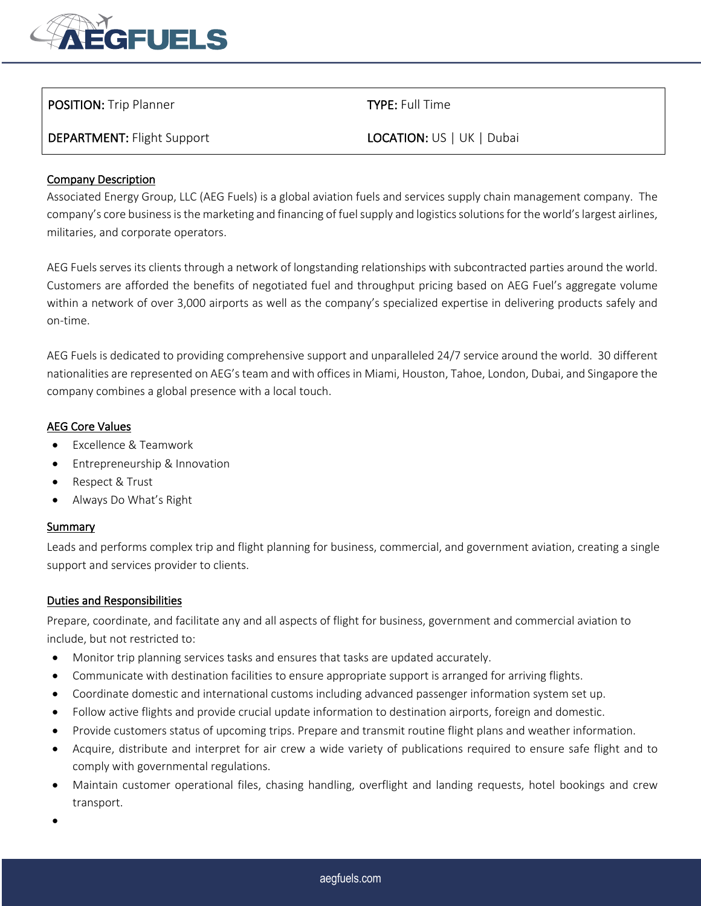| POSITION: Trip Planner | TYPE: Full Time |
| --- | --- |
| DEPARTMENT: Flight Support | LOCATION: US \| UK \| Dubai |

## Company Description

Associated Energy Group, LLC (AEG Fuels) is a global aviation fuels and services supply chain management company. The company's core business is the marketing and financing of fuel supply and logistics solutions for the world's largest airlines, militaries, and corporate operators.

AEG Fuels serves its clients through a network of longstanding relationships with subcontracted parties around the world. Customers are afforded the benefits of negotiated fuel and throughput pricing based on AEG Fuel's aggregate volume within a network of over 3,000 airports as well as the company's specialized expertise in delivering products safely and on-time.

AEG Fuels is dedicated to providing comprehensive support and unparalleled 24/7 service around the world. 30 different nationalities are represented on AEG's team and with offices in Miami, Houston, Tahoe, London, Dubai, and Singapore the company combines a global presence with a local touch.

## AEG Core Values

- Excellence & Teamwork
- Entrepreneurship & Innovation
- Respect & Trust
- Always Do What's Right

## Summary

Leads and performs complex trip and flight planning for business, commercial, and government aviation, creating a single support and services provider to clients.

## Duties and Responsibilities

Prepare, coordinate, and facilitate any and all aspects of flight for business, government and commercial aviation to include, but not restricted to:

- Monitor trip planning services tasks and ensures that tasks are updated accurately.
- Communicate with destination facilities to ensure appropriate support is arranged for arriving flights.
- Coordinate domestic and international customs including advanced passenger information system set up.
- Follow active flights and provide crucial update information to destination airports, foreign and domestic.
- Provide customers status of upcoming trips. Prepare and transmit routine flight plans and weather information.
- Acquire, distribute and interpret for air crew a wide variety of publications required to ensure safe flight and to comply with governmental regulations.
- Maintain customer operational files, chasing handling, overflight and landing requests, hotel bookings and crew transport.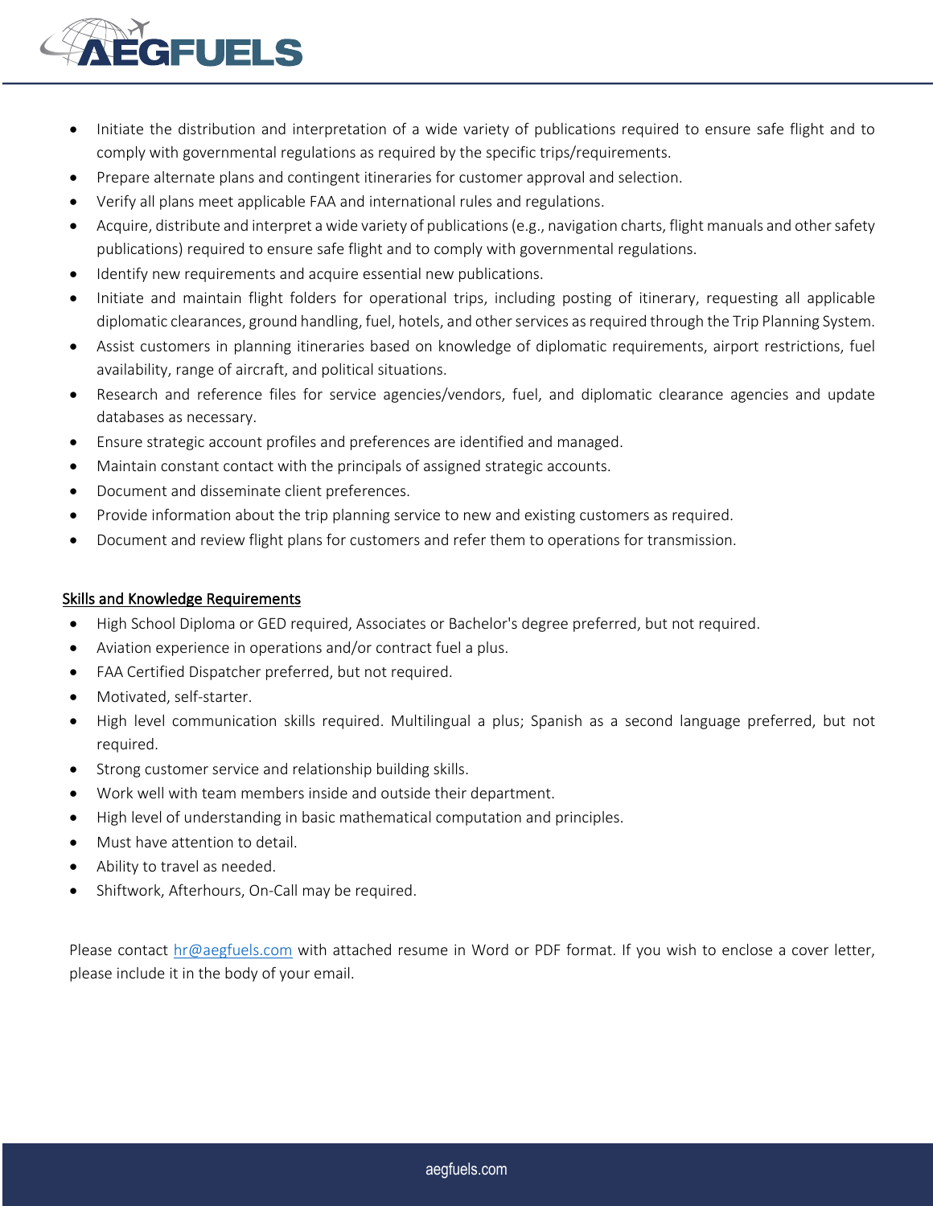- Initiate the distribution and interpretation of a wide variety of publications required to ensure safe flight and to comply with governmental regulations as required by the specific trips/requirements.
- Prepare alternate plans and contingent itineraries for customer approval and selection.
- Verify all plans meet applicable FAA and international rules and regulations.
- Acquire, distribute and interpret a wide variety of publications (e.g., navigation charts, flight manuals and other safety publications) required to ensure safe flight and to comply with governmental regulations.
- Identify new requirements and acquire essential new publications.
- Initiate and maintain flight folders for operational trips, including posting of itinerary, requesting all applicable diplomatic clearances, ground handling, fuel, hotels, and other services as required through the Trip Planning System.
- Assist customers in planning itineraries based on knowledge of diplomatic requirements, airport restrictions, fuel availability, range of aircraft, and political situations.
- Research and reference files for service agencies/vendors, fuel, and diplomatic clearance agencies and update databases as necessary.
- Ensure strategic account profiles and preferences are identified and managed.
- Maintain constant contact with the principals of assigned strategic accounts.
- Document and disseminate client preferences.
- Provide information about the trip planning service to new and existing customers as required.
- Document and review flight plans for customers and refer them to operations for transmission.

## Skills and Knowledge Requirements

- High School Diploma or GED required, Associates or Bachelor's degree preferred, but not required.
- Aviation experience in operations and/or contract fuel a plus.
- FAA Certified Dispatcher preferred, but not required.
- Motivated, self-starter.
- High level communication skills required. Multilingual a plus; Spanish as a second language preferred, but not required.
- Strong customer service and relationship building skills.
- Work well with team members inside and outside their department.
- High level of understanding in basic mathematical computation and principles.
- Must have attention to detail.
- Ability to travel as needed.
- Shiftwork, Afterhours, On-Call may be required.

Please contact hr@aegfuels.com with attached resume in Word or PDF format. If you wish to enclose a cover letter, please include it in the body of your email.